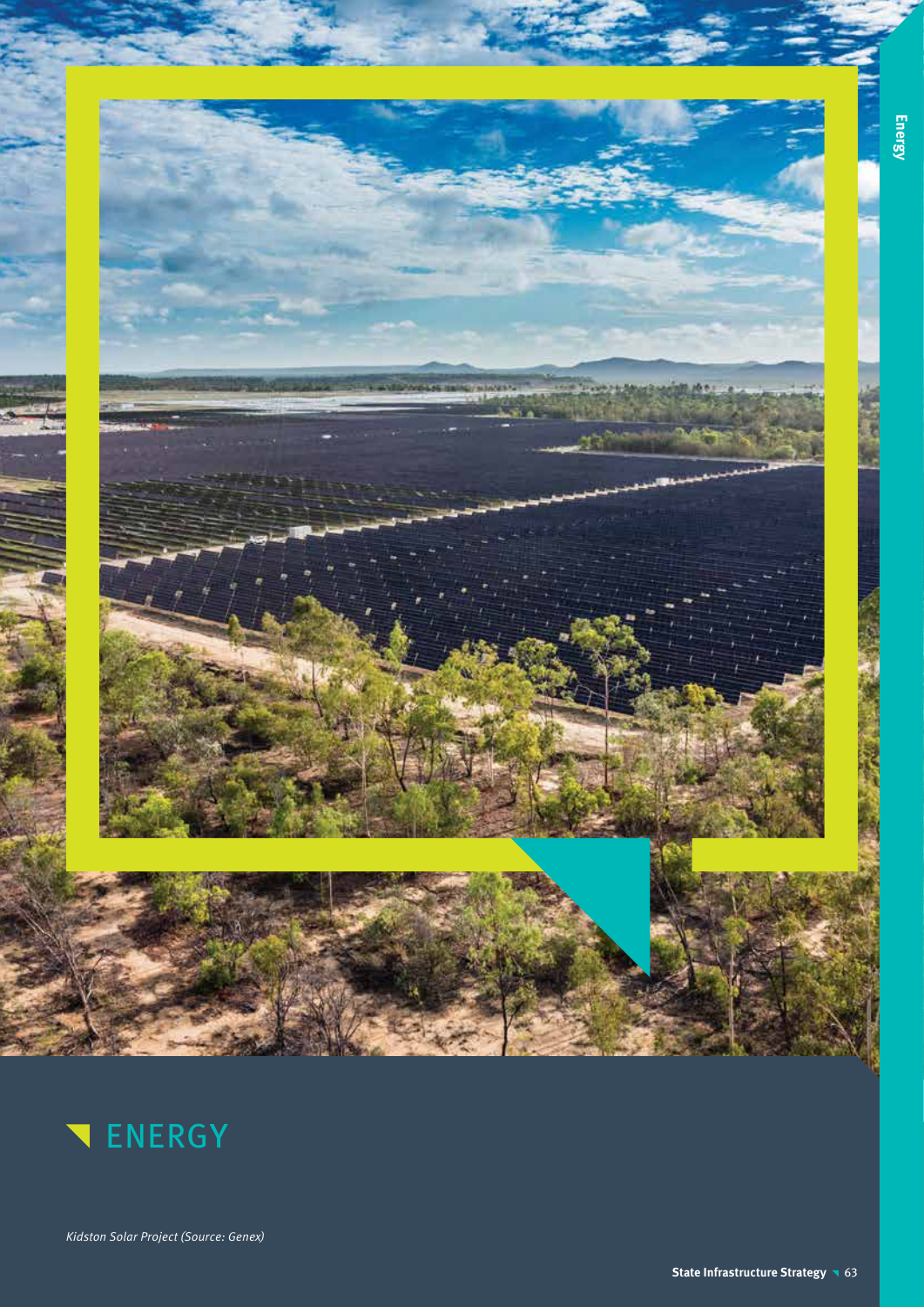# ENERGY

*Kidston Solar Project (Source: Genex)*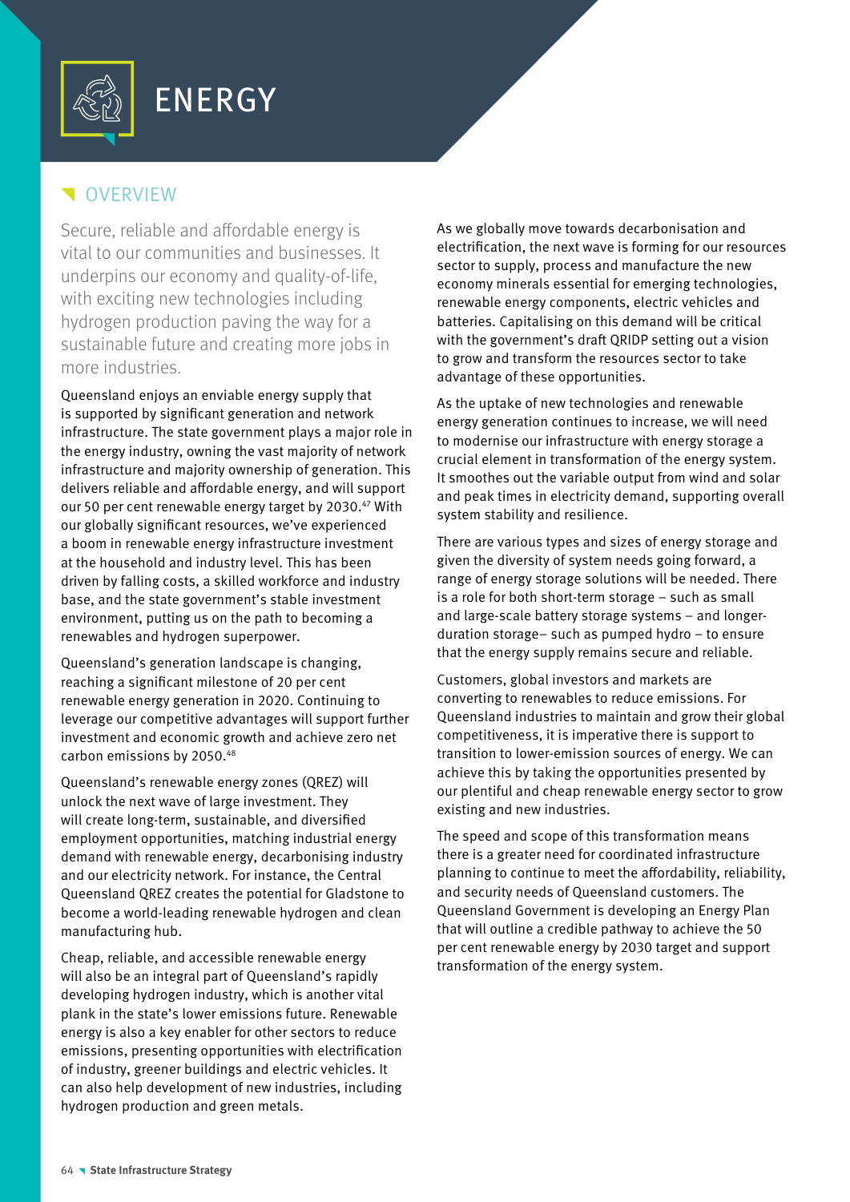# ENERGY

## OVERVIEW

Secure, reliable and affordable energy is vital to our communities and businesses. It underpins our economy and quality-of-life, with exciting new technologies including hydrogen production paving the way for a sustainable future and creating more jobs in more industries.

Queensland enjoys an enviable energy supply that is supported by significant generation and network infrastructure. The state government plays a major role in the energy industry, owning the vast majority of network infrastructure and majority ownership of generation. This delivers reliable and affordable energy, and will support our 50 per cent renewable energy target by 2030.[47] With our globally significant resources, we've experienced a boom in renewable energy infrastructure investment at the household and industry level. This has been driven by falling costs, a skilled workforce and industry base, and the state government's stable investment environment, putting us on the path to becoming a renewables and hydrogen superpower.

Queensland's generation landscape is changing, reaching a significant milestone of 20 per cent renewable energy generation in 2020. Continuing to leverage our competitive advantages will support further investment and economic growth and achieve zero net carbon emissions by 2050.[48]

Queensland's renewable energy zones (QREZ) will unlock the next wave of large investment. They will create long-term, sustainable, and diversified employment opportunities, matching industrial energy demand with renewable energy, decarbonising industry and our electricity network. For instance, the Central Queensland QREZ creates the potential for Gladstone to become a world-leading renewable hydrogen and clean manufacturing hub.

Cheap, reliable, and accessible renewable energy will also be an integral part of Queensland's rapidly developing hydrogen industry, which is another vital plank in the state's lower emissions future. Renewable energy is also a key enabler for other sectors to reduce emissions, presenting opportunities with electrification of industry, greener buildings and electric vehicles. It can also help development of new industries, including hydrogen production and green metals.

As we globally move towards decarbonisation and electrification, the next wave is forming for our resources sector to supply, process and manufacture the new economy minerals essential for emerging technologies, renewable energy components, electric vehicles and batteries. Capitalising on this demand will be critical with the government's draft QRIDP setting out a vision to grow and transform the resources sector to take advantage of these opportunities.

As the uptake of new technologies and renewable energy generation continues to increase, we will need to modernise our infrastructure with energy storage a crucial element in transformation of the energy system. It smoothes out the variable output from wind and solar and peak times in electricity demand, supporting overall system stability and resilience.

There are various types and sizes of energy storage and given the diversity of system needs going forward, a range of energy storage solutions will be needed. There is a role for both short-term storage – such as small and large-scale battery storage systems – and longer-duration storage– such as pumped hydro – to ensure that the energy supply remains secure and reliable.

Customers, global investors and markets are converting to renewables to reduce emissions. For Queensland industries to maintain and grow their global competitiveness, it is imperative there is support to transition to lower-emission sources of energy. We can achieve this by taking the opportunities presented by our plentiful and cheap renewable energy sector to grow existing and new industries.

The speed and scope of this transformation means there is a greater need for coordinated infrastructure planning to continue to meet the affordability, reliability, and security needs of Queensland customers. The Queensland Government is developing an Energy Plan that will outline a credible pathway to achieve the 50 per cent renewable energy by 2030 target and support transformation of the energy system.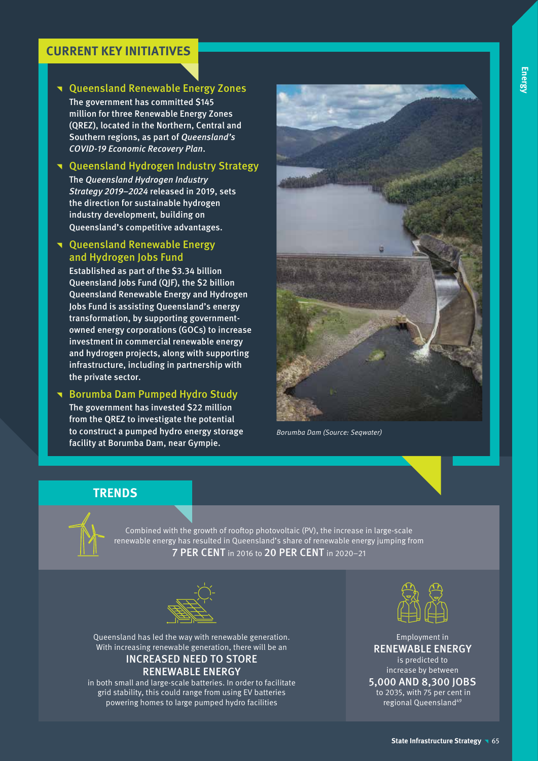## CURRENT KEY INITIATIVES

### Queensland Renewable Energy Zones

The government has committed $145 million for three Renewable Energy Zones (QREZ), located in the Northern, Central and Southern regions, as part of *Queensland's COVID-19 Economic Recovery Plan*.

### Queensland Hydrogen Industry Strategy

The *Queensland Hydrogen Industry Strategy 2019–2024* released in 2019, sets the direction for sustainable hydrogen industry development, building on Queensland's competitive advantages.

### Queensland Renewable Energy and Hydrogen Jobs Fund

Established as part of the $3.34 billion Queensland Jobs Fund (QJF), the $2 billion Queensland Renewable Energy and Hydrogen Jobs Fund is assisting Queensland's energy transformation, by supporting government-owned energy corporations (GOCs) to increase investment in commercial renewable energy and hydrogen projects, along with supporting infrastructure, including in partnership with the private sector.

### Borumba Dam Pumped Hydro Study

The government has invested $22 million from the QREZ to investigate the potential to construct a pumped hydro energy storage facility at Borumba Dam, near Gympie.

*Borumba Dam (Source: Seqwater)*

## TRENDS

Combined with the growth of rooftop photovoltaic (PV), the increase in large-scale renewable energy has resulted in Queensland's share of renewable energy jumping from **7 PER CENT** in 2016 to **20 PER CENT** in 2020–21

Queensland has led the way with renewable generation. With increasing renewable generation, there will be an **INCREASED NEED TO STORE RENEWABLE ENERGY** in both small and large-scale batteries. In order to facilitate grid stability, this could range from using EV batteries powering homes to large pumped hydro facilities

Employment in **RENEWABLE ENERGY** is predicted to increase by between **5,000 AND 8,300 JOBS** to 2035, with 75 per cent in regional Queensland[49]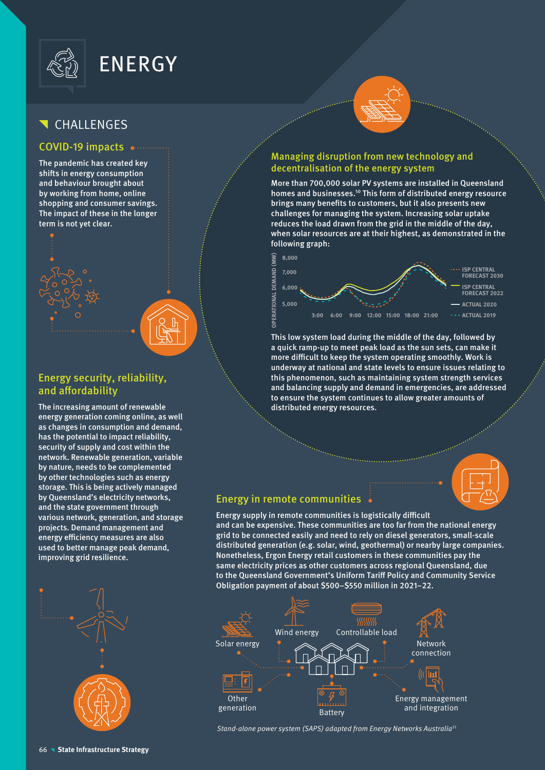# ENERGY

## CHALLENGES

### COVID-19 impacts

The pandemic has created key shifts in energy consumption and behaviour brought about by working from home, online shopping and consumer savings. The impact of these in the longer term is not yet clear.

### Energy security, reliability, and affordability

The increasing amount of renewable energy generation coming online, as well as changes in consumption and demand, has the potential to impact reliability, security of supply and cost within the network. Renewable generation, variable by nature, needs to be complemented by other technologies such as energy storage. This is being actively managed by Queensland's electricity networks, and the state government through various network, generation, and storage projects. Demand management and energy efficiency measures are also used to better manage peak demand, improving grid resilience.

### Managing disruption from new technology and decentralisation of the energy system

More than 700,000 solar PV systems are installed in Queensland homes and businesses.[50] This form of distributed energy resource brings many benefits to customers, but it also presents new challenges for managing the system. Increasing solar uptake reduces the load drawn from the grid in the middle of the day, when solar resources are at their highest, as demonstrated in the following graph:

OPERATIONAL DEMAND (MW): 8,000; 7,000; 6,000; 5,000

3:00 6:00 9:00 12:00 15:00 18:00 21:00

ISP CENTRAL FORECAST 2030
ISP CENTRAL FORECAST 2022
ACTUAL 2020
ACTUAL 2019

This low system load during the middle of the day, followed by a quick ramp-up to meet peak load as the sun sets, can make it more difficult to keep the system operating smoothly. Work is underway at national and state levels to ensure issues relating to this phenomenon, such as maintaining system strength services and balancing supply and demand in emergencies, are addressed to ensure the system continues to allow greater amounts of distributed energy resources.

### Energy in remote communities

Energy supply in remote communities is logistically difficult and can be expensive. These communities are too far from the national energy grid to be connected easily and need to rely on diesel generators, small-scale distributed generation (e.g. solar, wind, geothermal) or nearby large companies. Nonetheless, Ergon Energy retail customers in these communities pay the same electricity prices as other customers across regional Queensland, due to the Queensland Government's Uniform Tariff Policy and Community Service Obligation payment of about $500–$550 million in 2021–22.

Solar energy | Wind energy | Controllable load | Network connection | Other generation | Battery | Energy management and integration

*Stand-alone power system (SAPS) adapted from Energy Networks Australia*[51]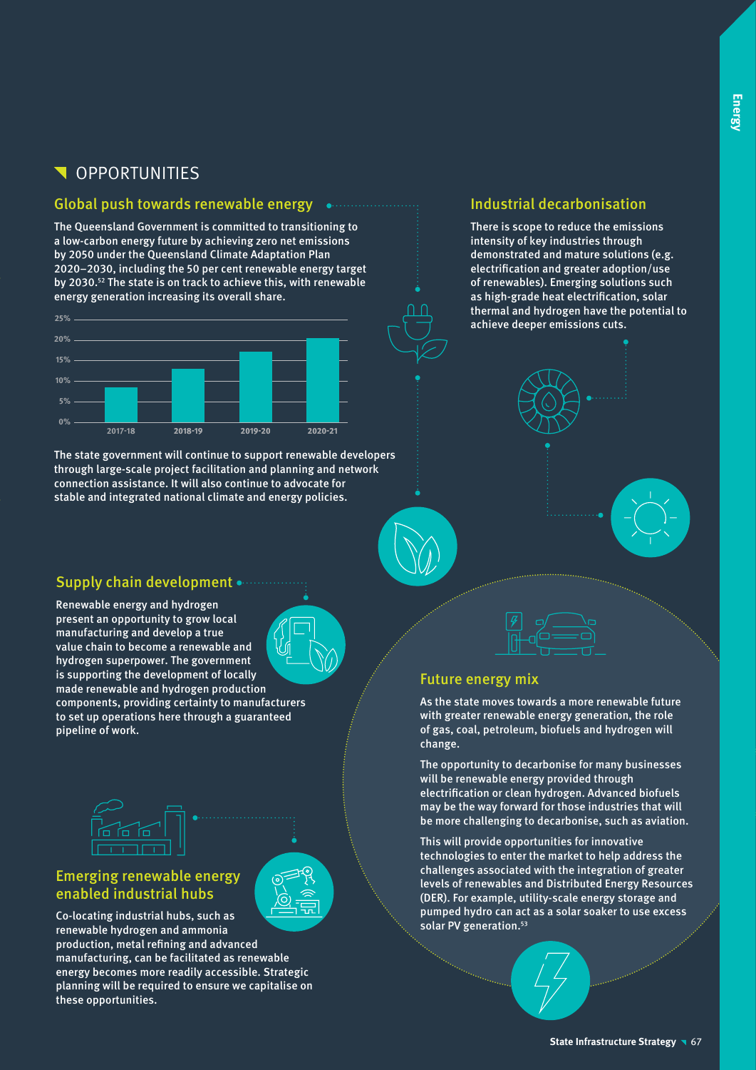## OPPORTUNITIES

### Global push towards renewable energy

The Queensland Government is committed to transitioning to a low-carbon energy future by achieving zero net emissions by 2050 under the Queensland Climate Adaptation Plan 2020–2030, including the 50 per cent renewable energy target by 2030.[52] The state is on track to achieve this, with renewable energy generation increasing its overall share.

| Year | Renewable energy share (approx.) |
|---|---|
| 2017-18 | ~8% |
| 2018-19 | ~13% |
| 2019-20 | ~17% |
| 2020-21 | ~20% |

The state government will continue to support renewable developers through large-scale project facilitation and planning and network connection assistance. It will also continue to advocate for stable and integrated national climate and energy policies.

### Industrial decarbonisation

There is scope to reduce the emissions intensity of key industries through demonstrated and mature solutions (e.g. electrification and greater adoption/use of renewables). Emerging solutions such as high-grade heat electrification, solar thermal and hydrogen have the potential to achieve deeper emissions cuts.

### Supply chain development

Renewable energy and hydrogen present an opportunity to grow local manufacturing and develop a true value chain to become a renewable and hydrogen superpower. The government is supporting the development of locally made renewable and hydrogen production components, providing certainty to manufacturers to set up operations here through a guaranteed pipeline of work.

### Emerging renewable energy enabled industrial hubs

Co-locating industrial hubs, such as renewable hydrogen and ammonia production, metal refining and advanced manufacturing, can be facilitated as renewable energy becomes more readily accessible. Strategic planning will be required to ensure we capitalise on these opportunities.

### Future energy mix

As the state moves towards a more renewable future with greater renewable energy generation, the role of gas, coal, petroleum, biofuels and hydrogen will change.

The opportunity to decarbonise for many businesses will be renewable energy provided through electrification or clean hydrogen. Advanced biofuels may be the way forward for those industries that will be more challenging to decarbonise, such as aviation.

This will provide opportunities for innovative technologies to enter the market to help address the challenges associated with the integration of greater levels of renewables and Distributed Energy Resources (DER). For example, utility-scale energy storage and pumped hydro can act as a solar soaker to use excess solar PV generation.[53]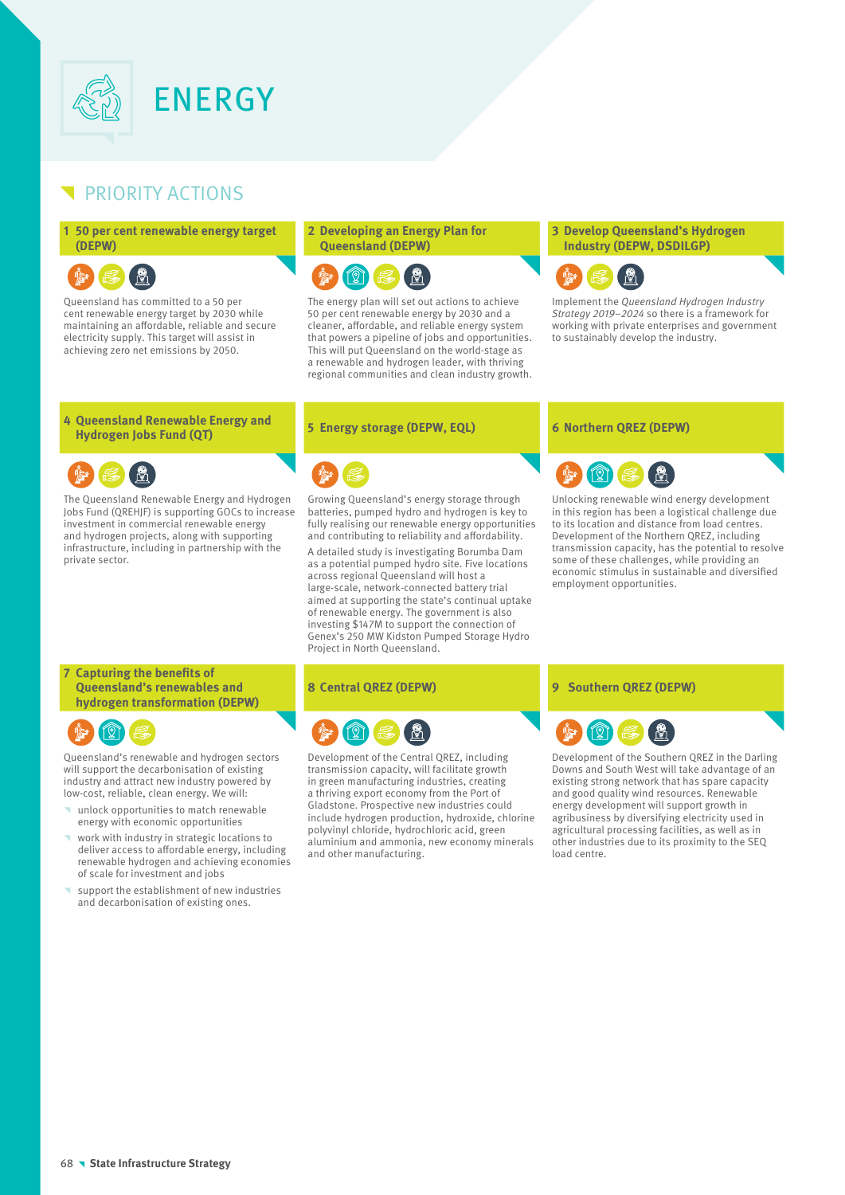# ENERGY

## PRIORITY ACTIONS

### 1 50 per cent renewable energy target (DEPW)

Queensland has committed to a 50 per cent renewable energy target by 2030 while maintaining an affordable, reliable and secure electricity supply. This target will assist in achieving zero net emissions by 2050.

### 2 Developing an Energy Plan for Queensland (DEPW)

The energy plan will set out actions to achieve 50 per cent renewable energy by 2030 and a cleaner, affordable, and reliable energy system that powers a pipeline of jobs and opportunities. This will put Queensland on the world-stage as a renewable and hydrogen leader, with thriving regional communities and clean industry growth.

### 3 Develop Queensland's Hydrogen Industry (DEPW, DSDILGP)

Implement the *Queensland Hydrogen Industry Strategy 2019–2024* so there is a framework for working with private enterprises and government to sustainably develop the industry.

### 4 Queensland Renewable Energy and Hydrogen Jobs Fund (QT)

The Queensland Renewable Energy and Hydrogen Jobs Fund (QREHJF) is supporting GOCs to increase investment in commercial renewable energy and hydrogen projects, along with supporting infrastructure, including in partnership with the private sector.

### 5 Energy storage (DEPW, EQL)

Growing Queensland's energy storage through batteries, pumped hydro and hydrogen is key to fully realising our renewable energy opportunities and contributing to reliability and affordability.

A detailed study is investigating Borumba Dam as a potential pumped hydro site. Five locations across regional Queensland will host a large-scale, network-connected battery trial aimed at supporting the state's continual uptake of renewable energy. The government is also investing $147M to support the connection of Genex's 250 MW Kidston Pumped Storage Hydro Project in North Queensland.

### 6 Northern QREZ (DEPW)

Unlocking renewable wind energy development in this region has been a logistical challenge due to its location and distance from load centres. Development of the Northern QREZ, including transmission capacity, has the potential to resolve some of these challenges, while providing an economic stimulus in sustainable and diversified employment opportunities.

### 7 Capturing the benefits of Queensland's renewables and hydrogen transformation (DEPW)

Queensland's renewable and hydrogen sectors will support the decarbonisation of existing industry and attract new industry powered by low-cost, reliable, clean energy. We will:

- unlock opportunities to match renewable energy with economic opportunities
- work with industry in strategic locations to deliver access to affordable energy, including renewable hydrogen and achieving economies of scale for investment and jobs
- support the establishment of new industries and decarbonisation of existing ones.

### 8 Central QREZ (DEPW)

Development of the Central QREZ, including transmission capacity, will facilitate growth in green manufacturing industries, creating a thriving export economy from the Port of Gladstone. Prospective new industries could include hydrogen production, hydroxide, chlorine polyvinyl chloride, hydrochloric acid, green aluminium and ammonia, new economy minerals and other manufacturing.

### 9 Southern QREZ (DEPW)

Development of the Southern QREZ in the Darling Downs and South West will take advantage of an existing strong network that has spare capacity and good quality wind resources. Renewable energy development will support growth in agribusiness by diversifying electricity used in agricultural processing facilities, as well as in other industries due to its proximity to the SEQ load centre.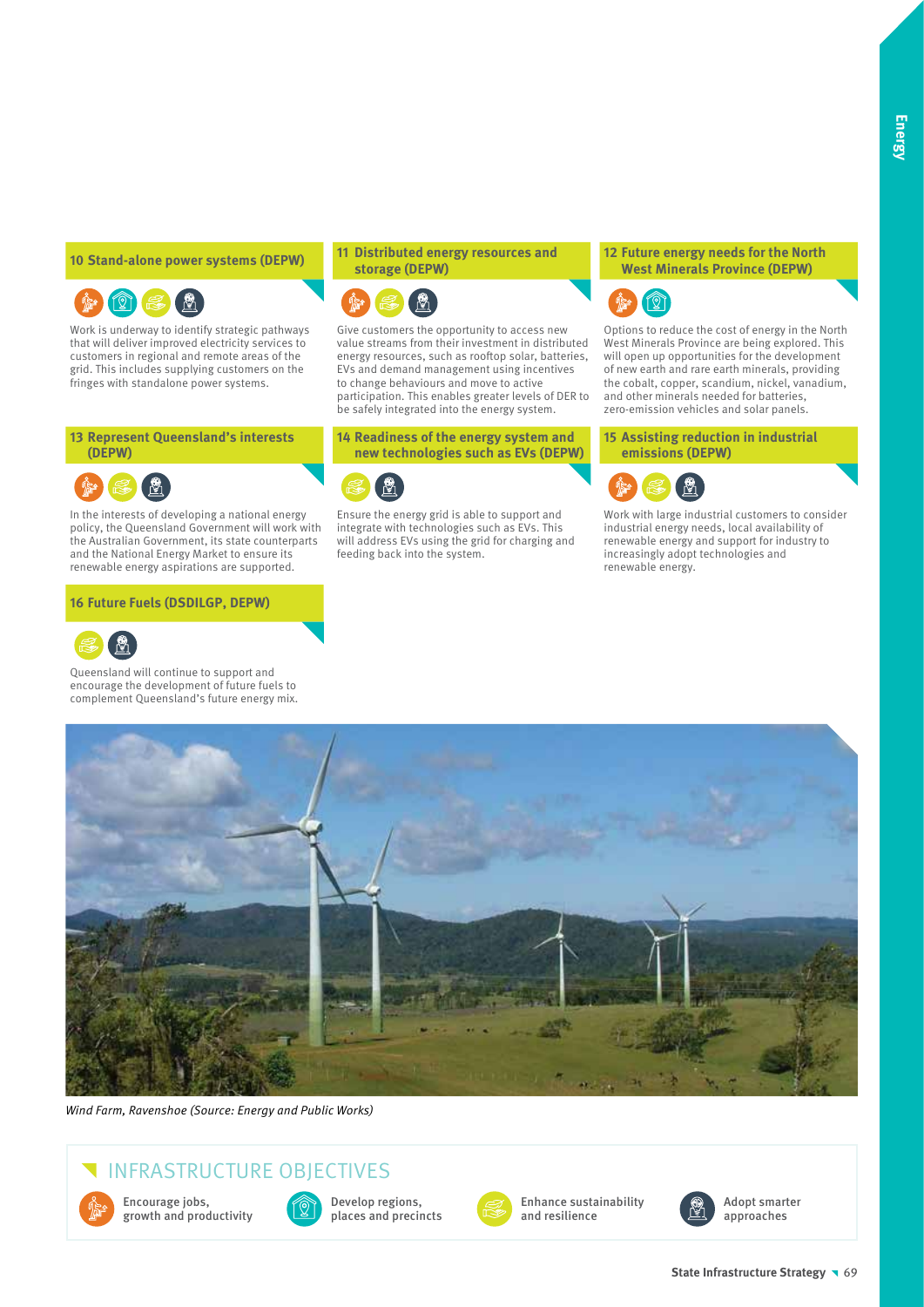### 10 Stand-alone power systems (DEPW)

Work is underway to identify strategic pathways that will deliver improved electricity services to customers in regional and remote areas of the grid. This includes supplying customers on the fringes with standalone power systems.

### 11 Distributed energy resources and storage (DEPW)

Give customers the opportunity to access new value streams from their investment in distributed energy resources, such as rooftop solar, batteries, EVs and demand management using incentives to change behaviours and move to active participation. This enables greater levels of DER to be safely integrated into the energy system.

### 12 Future energy needs for the North West Minerals Province (DEPW)

Options to reduce the cost of energy in the North West Minerals Province are being explored. This will open up opportunities for the development of new earth and rare earth minerals, providing the cobalt, copper, scandium, nickel, vanadium, and other minerals needed for batteries, zero-emission vehicles and solar panels.

### 13 Represent Queensland's interests (DEPW)

In the interests of developing a national energy policy, the Queensland Government will work with the Australian Government, its state counterparts and the National Energy Market to ensure its renewable energy aspirations are supported.

### 14 Readiness of the energy system and new technologies such as EVs (DEPW)

Ensure the energy grid is able to support and integrate with technologies such as EVs. This will address EVs using the grid for charging and feeding back into the system.

### 15 Assisting reduction in industrial emissions (DEPW)

Work with large industrial customers to consider industrial energy needs, local availability of renewable energy and support for industry to increasingly adopt technologies and renewable energy.

### 16 Future Fuels (DSDILGP, DEPW)

Queensland will continue to support and encourage the development of future fuels to complement Queensland's future energy mix.

*Wind Farm, Ravenshoe (Source: Energy and Public Works)*

## INFRASTRUCTURE OBJECTIVES

- Encourage jobs, growth and productivity
- Develop regions, places and precincts
- Enhance sustainability and resilience
- Adopt smarter approaches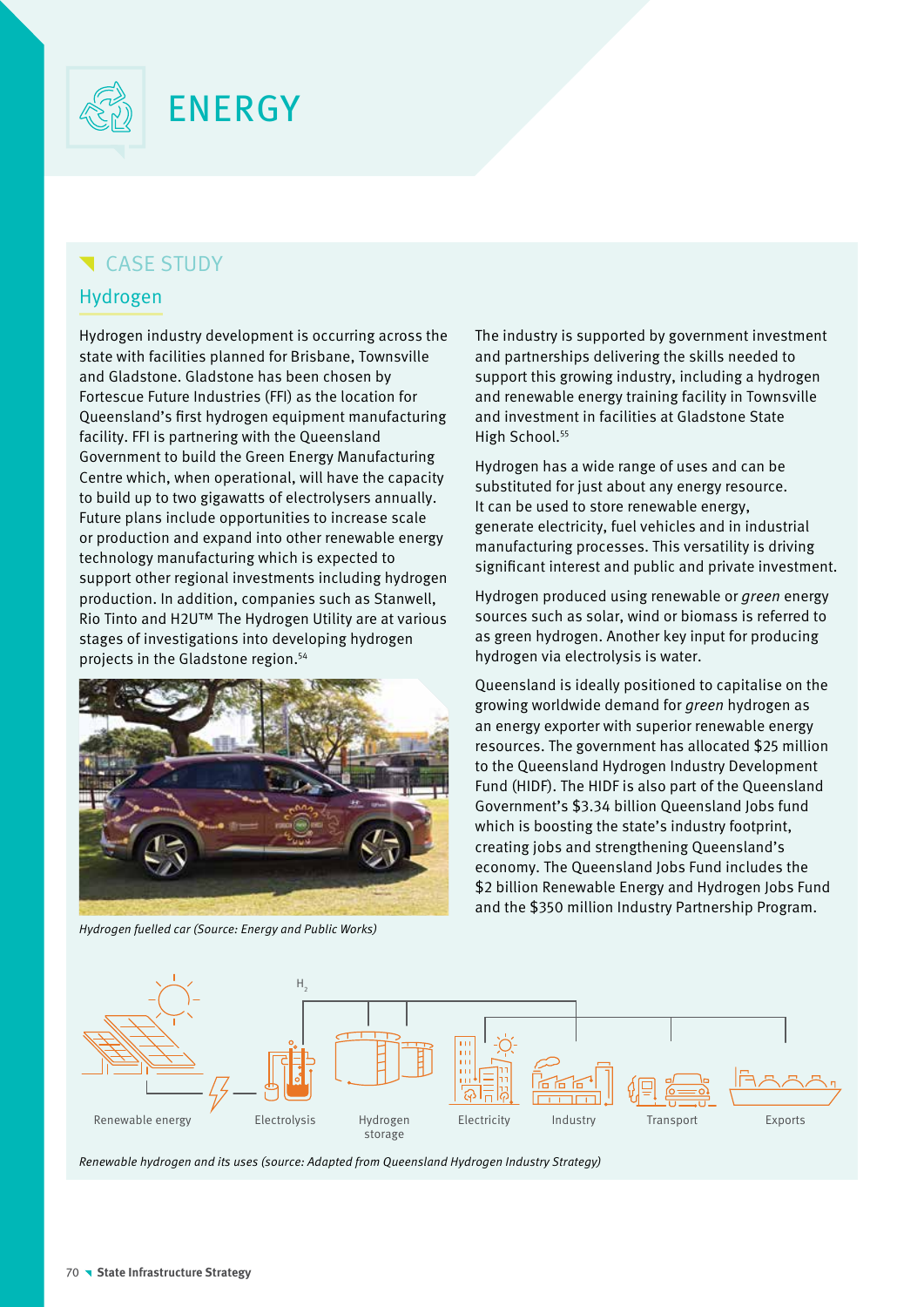# ENERGY

## CASE STUDY

### Hydrogen

Hydrogen industry development is occurring across the state with facilities planned for Brisbane, Townsville and Gladstone. Gladstone has been chosen by Fortescue Future Industries (FFI) as the location for Queensland's first hydrogen equipment manufacturing facility. FFI is partnering with the Queensland Government to build the Green Energy Manufacturing Centre which, when operational, will have the capacity to build up to two gigawatts of electrolysers annually. Future plans include opportunities to increase scale or production and expand into other renewable energy technology manufacturing which is expected to support other regional investments including hydrogen production. In addition, companies such as Stanwell, Rio Tinto and H2U™ The Hydrogen Utility are at various stages of investigations into developing hydrogen projects in the Gladstone region.[54]

*Hydrogen fuelled car (Source: Energy and Public Works)*

The industry is supported by government investment and partnerships delivering the skills needed to support this growing industry, including a hydrogen and renewable energy training facility in Townsville and investment in facilities at Gladstone State High School.[55]

Hydrogen has a wide range of uses and can be substituted for just about any energy resource. It can be used to store renewable energy, generate electricity, fuel vehicles and in industrial manufacturing processes. This versatility is driving significant interest and public and private investment.

Hydrogen produced using renewable or *green* energy sources such as solar, wind or biomass is referred to as green hydrogen. Another key input for producing hydrogen via electrolysis is water.

Queensland is ideally positioned to capitalise on the growing worldwide demand for *green* hydrogen as an energy exporter with superior renewable energy resources. The government has allocated $25 million to the Queensland Hydrogen Industry Development Fund (HIDF). The HIDF is also part of the Queensland Government's $3.34 billion Queensland Jobs fund which is boosting the state's industry footprint, creating jobs and strengthening Queensland's economy. The Queensland Jobs Fund includes the $2 billion Renewable Energy and Hydrogen Jobs Fund and the $350 million Industry Partnership Program.

$H_2$

Renewable energy

Electrolysis

Hydrogen storage

Electricity

Industry

Transport

Exports

*Renewable hydrogen and its uses (source: Adapted from Queensland Hydrogen Industry Strategy)*